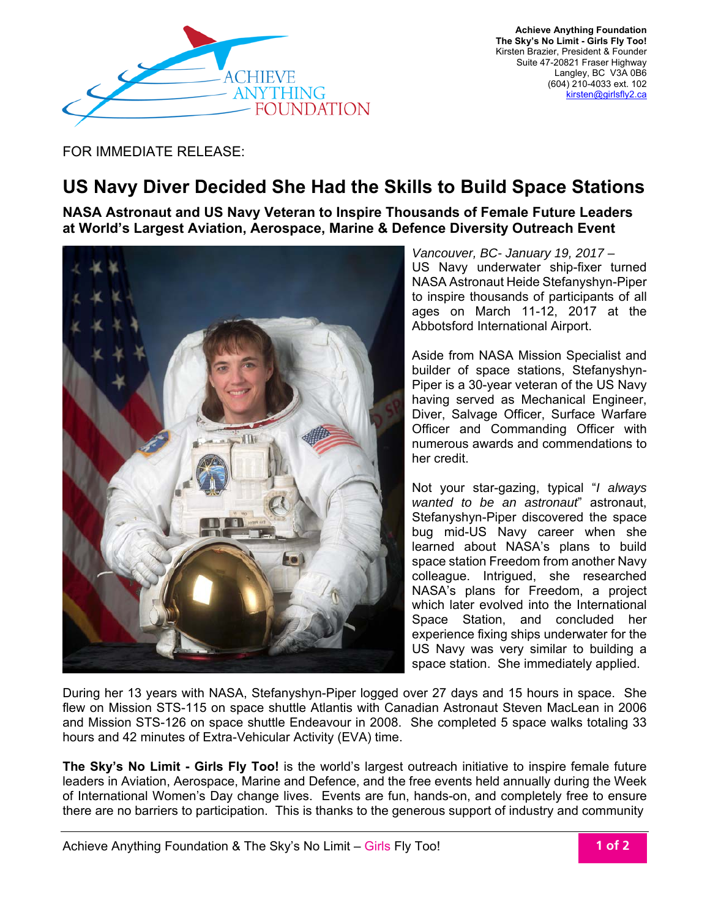**Achieve Anything Foundation**
**The Sky's No Limit - Girls Fly Too!**
Kirsten Brazier, President & Founder
Suite 47-20821 Fraser Highway
Langley, BC V3A 0B6
(604) 210-4033 ext. 102
kirsten@girlsfly2.ca

FOR IMMEDIATE RELEASE:

# US Navy Diver Decided She Had the Skills to Build Space Stations

## NASA Astronaut and US Navy Veteran to Inspire Thousands of Female Future Leaders at World's Largest Aviation, Aerospace, Marine & Defence Diversity Outreach Event

*Vancouver, BC- January 19, 2017 –*
US Navy underwater ship-fixer turned NASA Astronaut Heide Stefanyshyn-Piper to inspire thousands of participants of all ages on March 11-12, 2017 at the Abbotsford International Airport.

Aside from NASA Mission Specialist and builder of space stations, Stefanyshyn-Piper is a 30-year veteran of the US Navy having served as Mechanical Engineer, Diver, Salvage Officer, Surface Warfare Officer and Commanding Officer with numerous awards and commendations to her credit.

Not your star-gazing, typical "*I always wanted to be an astronaut*" astronaut, Stefanyshyn-Piper discovered the space bug mid-US Navy career when she learned about NASA's plans to build space station Freedom from another Navy colleague. Intrigued, she researched NASA's plans for Freedom, a project which later evolved into the International Space Station, and concluded her experience fixing ships underwater for the US Navy was very similar to building a space station. She immediately applied.

During her 13 years with NASA, Stefanyshyn-Piper logged over 27 days and 15 hours in space. She flew on Mission STS-115 on space shuttle Atlantis with Canadian Astronaut Steven MacLean in 2006 and Mission STS-126 on space shuttle Endeavour in 2008. She completed 5 space walks totaling 33 hours and 42 minutes of Extra-Vehicular Activity (EVA) time.

**The Sky's No Limit - Girls Fly Too!** is the world's largest outreach initiative to inspire female future leaders in Aviation, Aerospace, Marine and Defence, and the free events held annually during the Week of International Women's Day change lives. Events are fun, hands-on, and completely free to ensure there are no barriers to participation. This is thanks to the generous support of industry and community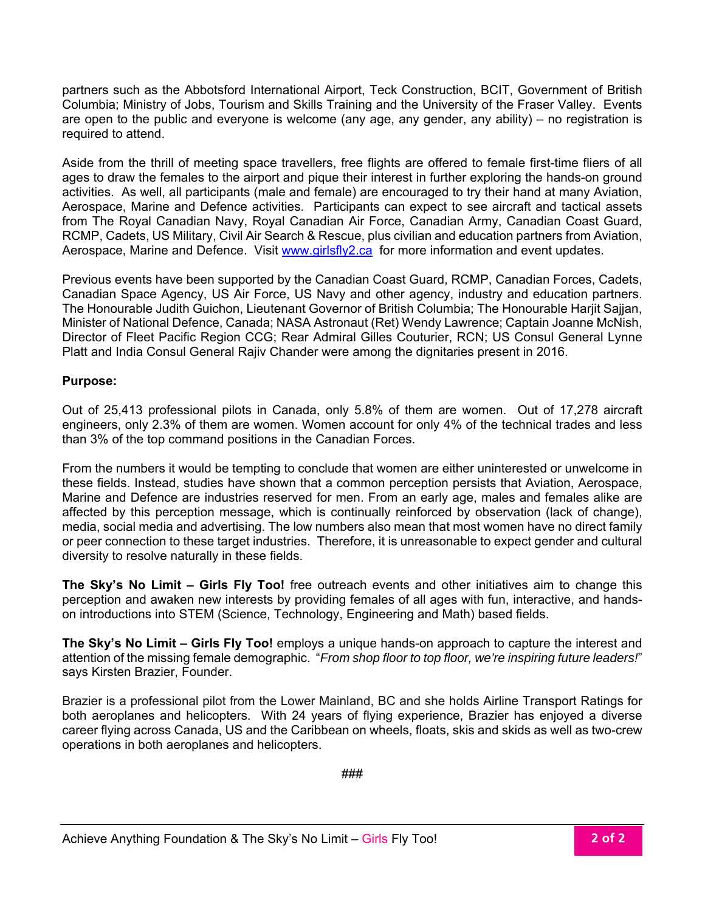partners such as the Abbotsford International Airport, Teck Construction, BCIT, Government of British Columbia; Ministry of Jobs, Tourism and Skills Training and the University of the Fraser Valley. Events are open to the public and everyone is welcome (any age, any gender, any ability) – no registration is required to attend.

Aside from the thrill of meeting space travellers, free flights are offered to female first-time fliers of all ages to draw the females to the airport and pique their interest in further exploring the hands-on ground activities. As well, all participants (male and female) are encouraged to try their hand at many Aviation, Aerospace, Marine and Defence activities. Participants can expect to see aircraft and tactical assets from The Royal Canadian Navy, Royal Canadian Air Force, Canadian Army, Canadian Coast Guard, RCMP, Cadets, US Military, Civil Air Search & Rescue, plus civilian and education partners from Aviation, Aerospace, Marine and Defence. Visit [www.girlsfly2.ca](http://www.girlsfly2.ca) for more information and event updates.

Previous events have been supported by the Canadian Coast Guard, RCMP, Canadian Forces, Cadets, Canadian Space Agency, US Air Force, US Navy and other agency, industry and education partners. The Honourable Judith Guichon, Lieutenant Governor of British Columbia; The Honourable Harjit Sajjan, Minister of National Defence, Canada; NASA Astronaut (Ret) Wendy Lawrence; Captain Joanne McNish, Director of Fleet Pacific Region CCG; Rear Admiral Gilles Couturier, RCN; US Consul General Lynne Platt and India Consul General Rajiv Chander were among the dignitaries present in 2016.

**Purpose:**

Out of 25,413 professional pilots in Canada, only 5.8% of them are women. Out of 17,278 aircraft engineers, only 2.3% of them are women. Women account for only 4% of the technical trades and less than 3% of the top command positions in the Canadian Forces.

From the numbers it would be tempting to conclude that women are either uninterested or unwelcome in these fields. Instead, studies have shown that a common perception persists that Aviation, Aerospace, Marine and Defence are industries reserved for men. From an early age, males and females alike are affected by this perception message, which is continually reinforced by observation (lack of change), media, social media and advertising. The low numbers also mean that most women have no direct family or peer connection to these target industries. Therefore, it is unreasonable to expect gender and cultural diversity to resolve naturally in these fields.

**The Sky's No Limit – Girls Fly Too!** free outreach events and other initiatives aim to change this perception and awaken new interests by providing females of all ages with fun, interactive, and hands-on introductions into STEM (Science, Technology, Engineering and Math) based fields.

**The Sky's No Limit – Girls Fly Too!** employs a unique hands-on approach to capture the interest and attention of the missing female demographic. "*From shop floor to top floor, we're inspiring future leaders!*" says Kirsten Brazier, Founder.

Brazier is a professional pilot from the Lower Mainland, BC and she holds Airline Transport Ratings for both aeroplanes and helicopters. With 24 years of flying experience, Brazier has enjoyed a diverse career flying across Canada, US and the Caribbean on wheels, floats, skis and skids as well as two-crew operations in both aeroplanes and helicopters.

###